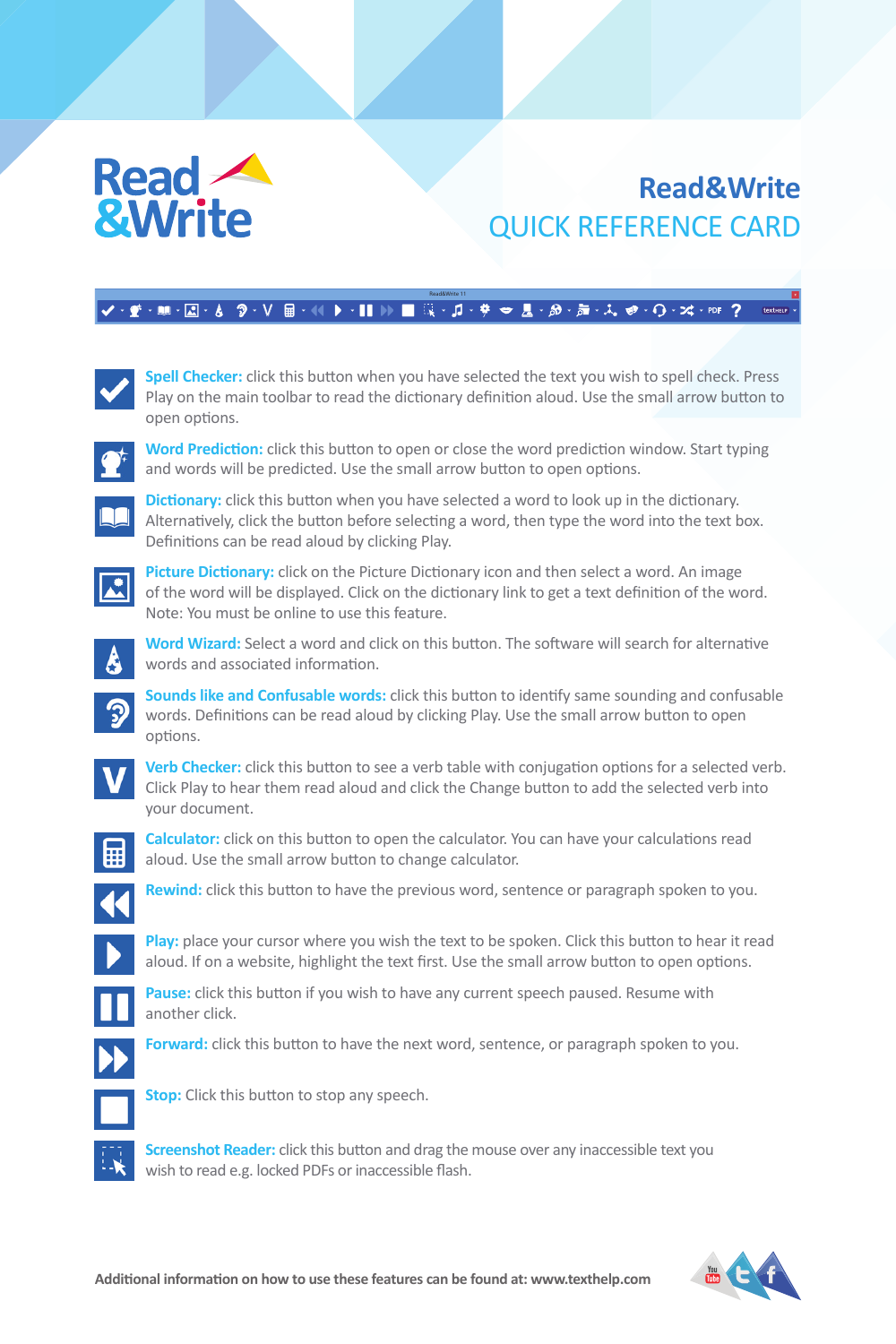# Read&Write

## QUICK REFERENCE CARD

**Spell Checker:** click this button when you have selected the text you wish to spell check. Press Play on the main toolbar to read the dictionary definition aloud. Use the small arrow button to open options.

**Word Prediction:** click this button to open or close the word prediction window. Start typing and words will be predicted. Use the small arrow button to open options.

**Dictionary:** click this button when you have selected a word to look up in the dictionary. Alternatively, click the button before selecting a word, then type the word into the text box. Definitions can be read aloud by clicking Play.

**Picture Dictionary:** click on the Picture Dictionary icon and then select a word. An image of the word will be displayed. Click on the dictionary link to get a text definition of the word. Note: You must be online to use this feature.

**Word Wizard:** Select a word and click on this button. The software will search for alternative words and associated information.

**Sounds like and Confusable words:** click this button to identify same sounding and confusable words. Definitions can be read aloud by clicking Play. Use the small arrow button to open options.

**Verb Checker:** click this button to see a verb table with conjugation options for a selected verb. Click Play to hear them read aloud and click the Change button to add the selected verb into your document.

**Calculator:** click on this button to open the calculator. You can have your calculations read aloud. Use the small arrow button to change calculator.

**Rewind:** click this button to have the previous word, sentence or paragraph spoken to you.

**Play:** place your cursor where you wish the text to be spoken. Click this button to hear it read aloud. If on a website, highlight the text first. Use the small arrow button to open options.

**Pause:** click this button if you wish to have any current speech paused. Resume with another click.

**Forward:** click this button to have the next word, sentence, or paragraph spoken to you.

**Stop:** Click this button to stop any speech.

**Screenshot Reader:** click this button and drag the mouse over any inaccessible text you wish to read e.g. locked PDFs or inaccessible flash.

**Additional information on how to use these features can be found at: www.texthelp.com**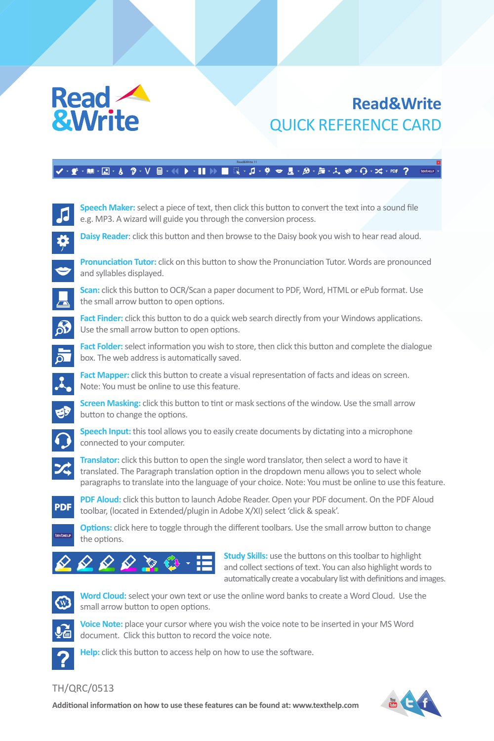# Read&Write

## QUICK REFERENCE CARD

**Speech Maker:** select a piece of text, then click this button to convert the text into a sound file e.g. MP3. A wizard will guide you through the conversion process.

**Daisy Reader**: click this button and then browse to the Daisy book you wish to hear read aloud.

**Pronunciation Tutor:** click on this button to show the Pronunciation Tutor. Words are pronounced and syllables displayed.

**Scan:** click this button to OCR/Scan a paper document to PDF, Word, HTML or ePub format. Use the small arrow button to open options.

**Fact Finder:** click this button to do a quick web search directly from your Windows applications. Use the small arrow button to open options.

**Fact Folder:** select information you wish to store, then click this button and complete the dialogue box. The web address is automatically saved.

**Fact Mapper:** click this button to create a visual representation of facts and ideas on screen. Note: You must be online to use this feature.

**Screen Masking:** click this button to tint or mask sections of the window. Use the small arrow button to change the options.

**Speech Input:** this tool allows you to easily create documents by dictating into a microphone connected to your computer.

**Translator:** click this button to open the single word translator, then select a word to have it translated. The Paragraph translation option in the dropdown menu allows you to select whole paragraphs to translate into the language of your choice. Note: You must be online to use this feature.

**PDF Aloud:** click this button to launch Adobe Reader. Open your PDF document. On the PDF Aloud toolbar, (located in Extended/plugin in Adobe X/XI) select 'click & speak'.

**Options:** click here to toggle through the different toolbars. Use the small arrow button to change the options.

**Study Skills:** use the buttons on this toolbar to highlight and collect sections of text. You can also highlight words to automatically create a vocabulary list with definitions and images.

**Word Cloud:** select your own text or use the online word banks to create a Word Cloud. Use the small arrow button to open options.

**Voice Note:** place your cursor where you wish the voice note to be inserted in your MS Word document. Click this button to record the voice note.

**Help:** click this button to access help on how to use the software.

TH/QRC/0513

**Additional information on how to use these features can be found at: www.texthelp.com**